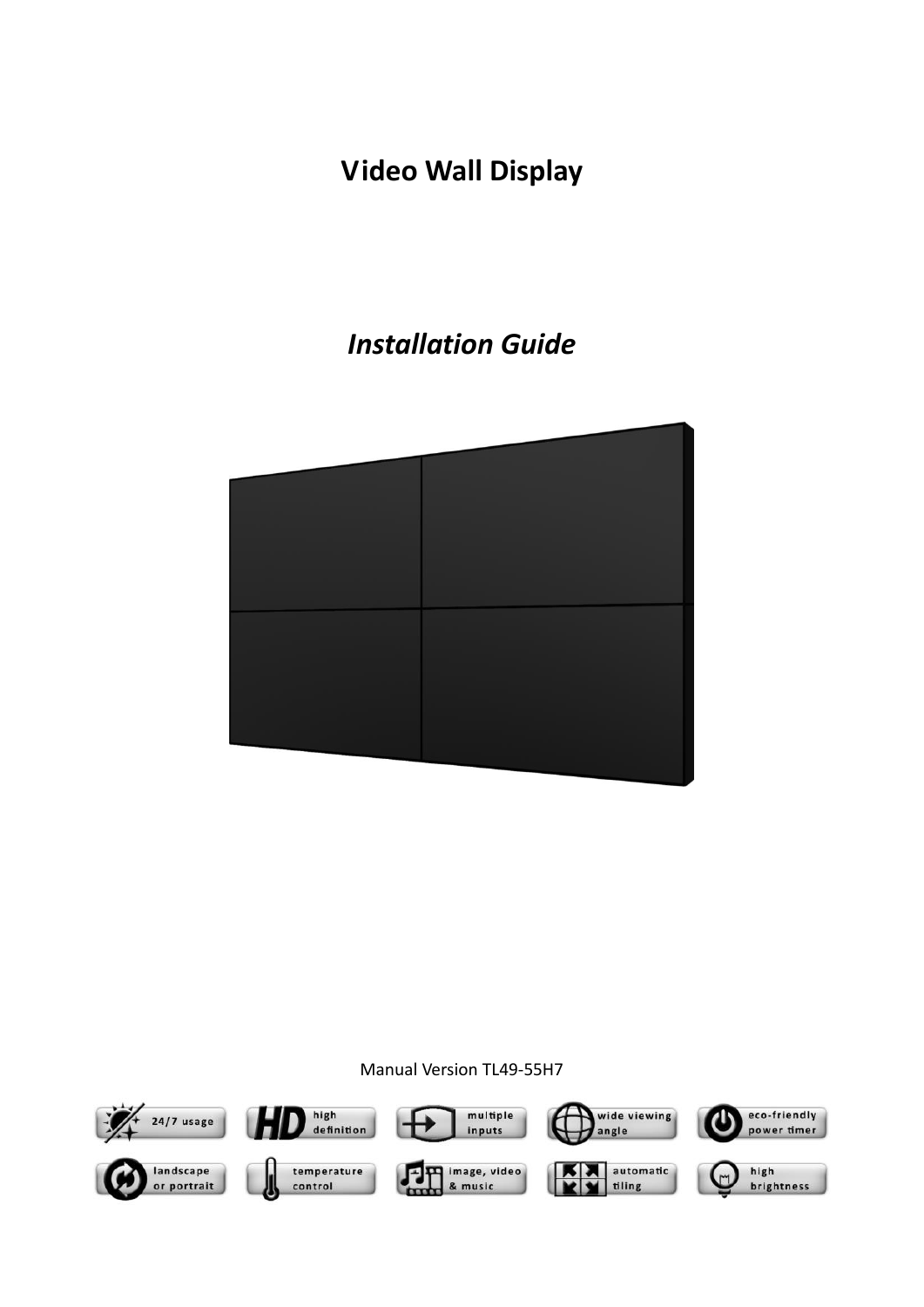# Video Wall Display

## *Installation Guide*

Manual Version TL49-55H7

24/7 usage | high definition | multiple inputs | wide viewing angle | eco-friendly power timer

landscape or portrait | temperature control | image, video & music | automatic tiling | high brightness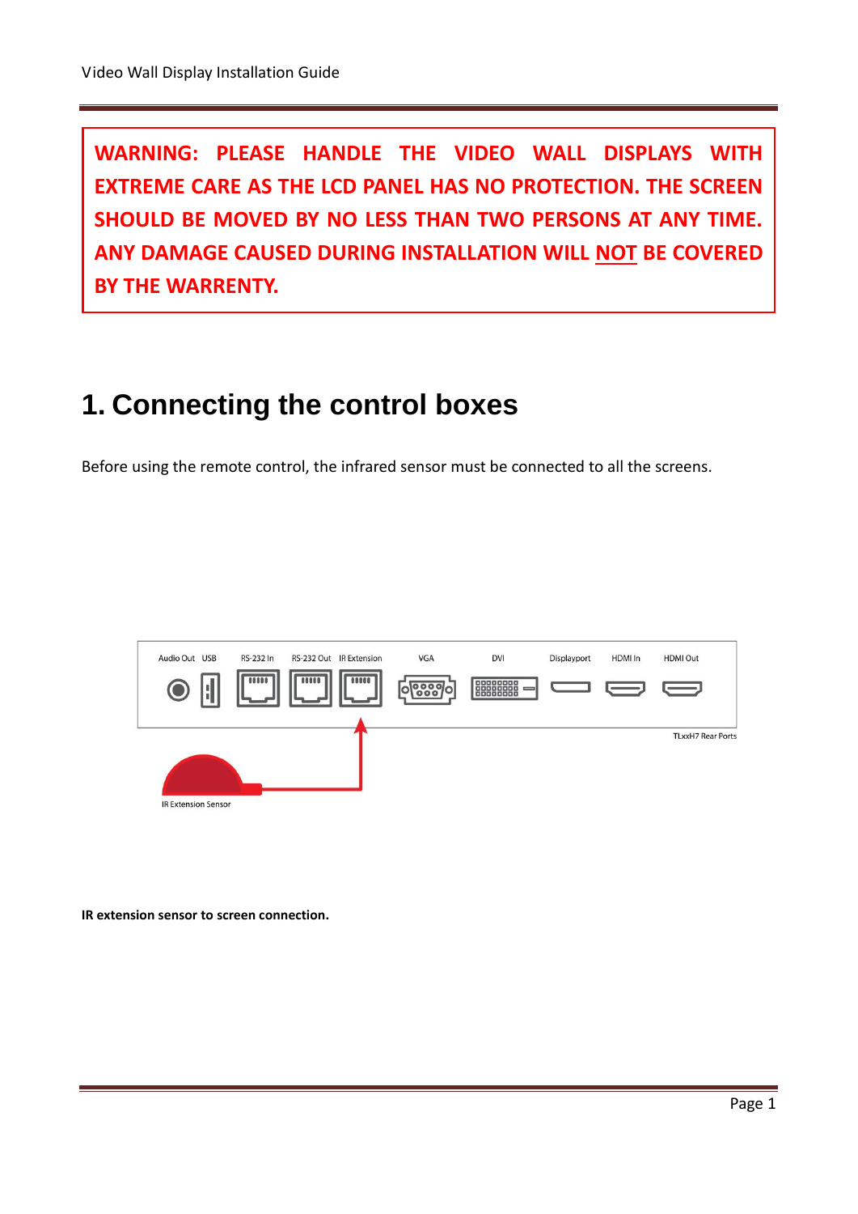**WARNING: PLEASE HANDLE THE VIDEO WALL DISPLAYS WITH EXTREME CARE AS THE LCD PANEL HAS NO PROTECTION. THE SCREEN SHOULD BE MOVED BY NO LESS THAN TWO PERSONS AT ANY TIME. ANY DAMAGE CAUSED DURING INSTALLATION WILL NOT BE COVERED BY THE WARRENTY.**

# 1. Connecting the control boxes

Before using the remote control, the infrared sensor must be connected to all the screens.

**IR extension sensor to screen connection.**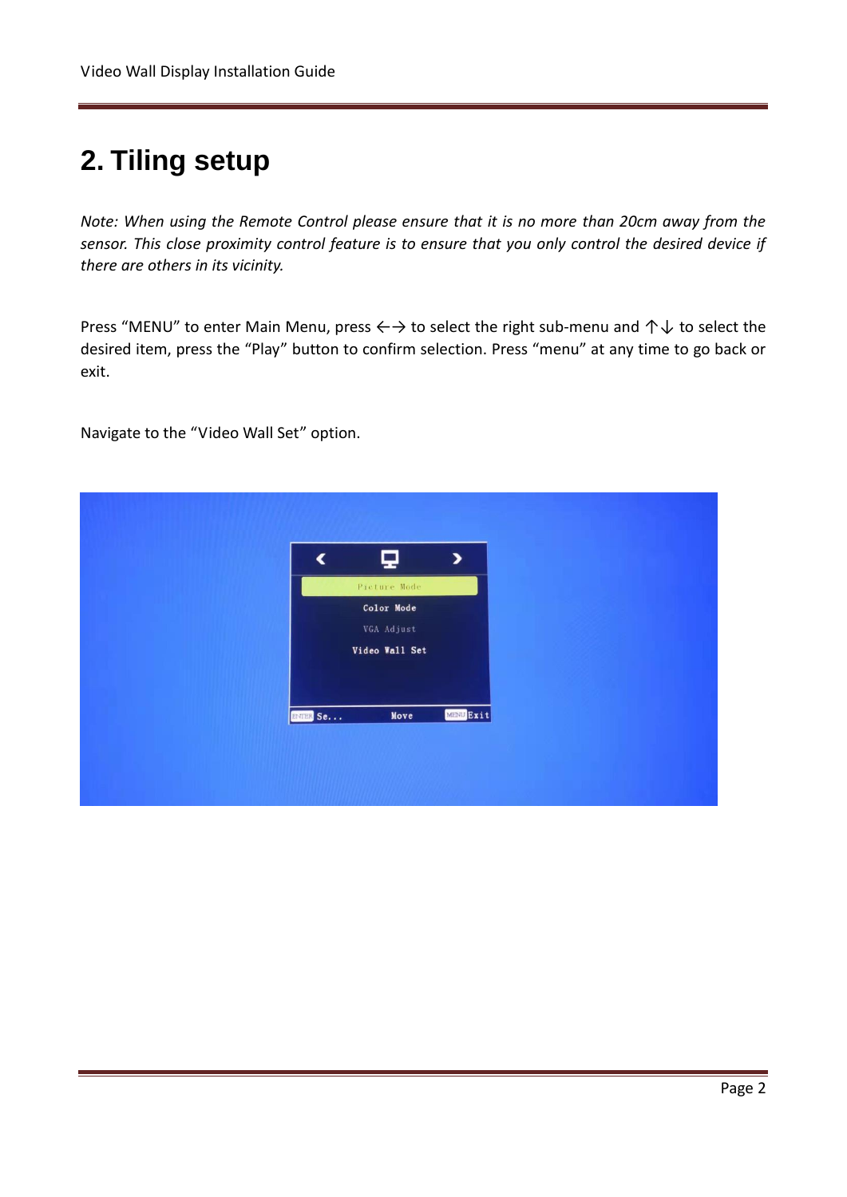# 2. Tiling setup

*Note: When using the Remote Control please ensure that it is no more than 20cm away from the sensor. This close proximity control feature is to ensure that you only control the desired device if there are others in its vicinity.*

Press “MENU” to enter Main Menu, press ←→ to select the right sub-menu and ↑↓ to select the desired item, press the “Play” button to confirm selection. Press “menu” at any time to go back or exit.

Navigate to the “Video Wall Set” option.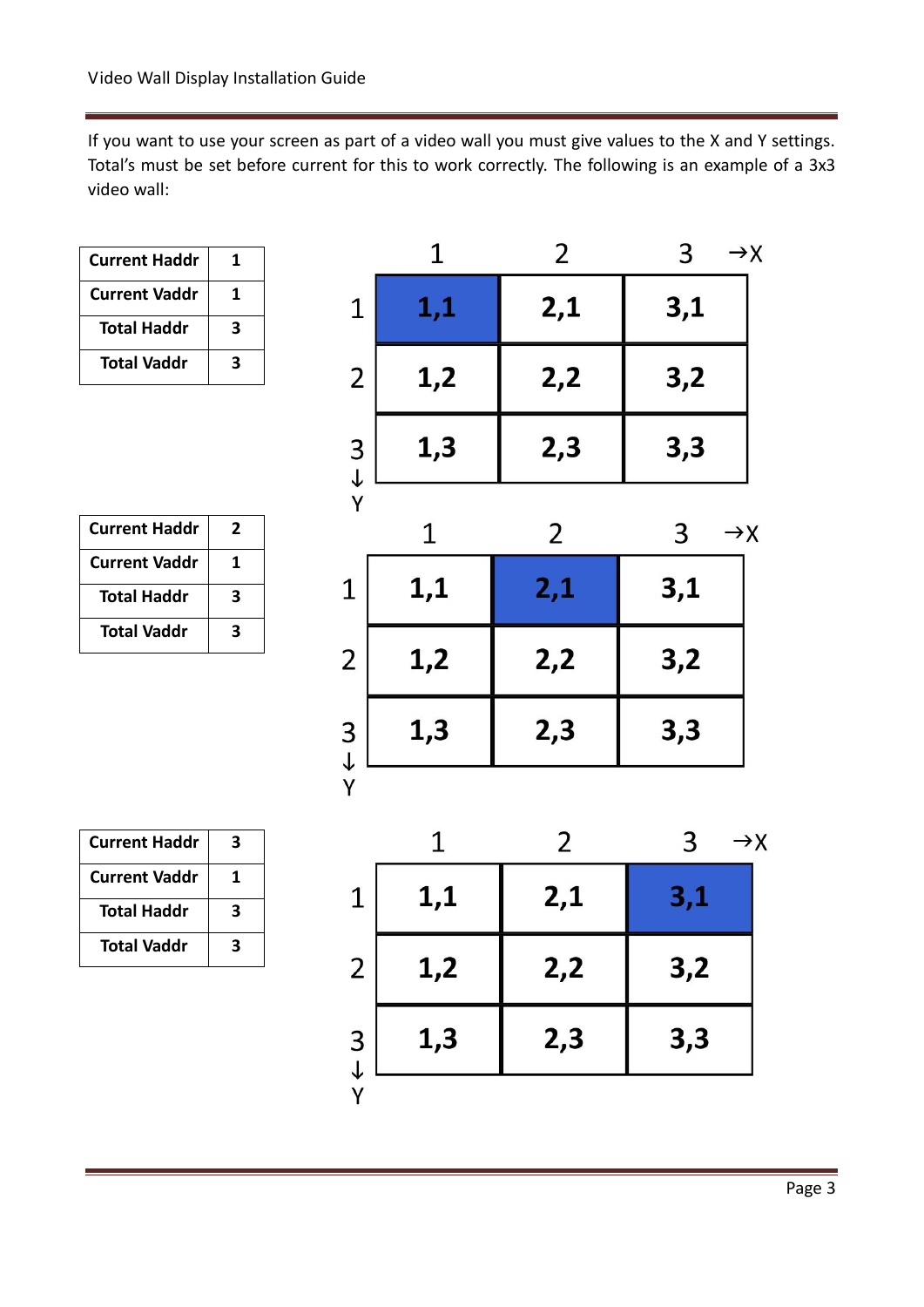If you want to use your screen as part of a video wall you must give values to the X and Y settings. Total's must be set before current for this to work correctly. The following is an example of a 3x3 video wall:

| Current Haddr | 1 |
| --- | --- |
| Current Vaddr | 1 |
| Total Haddr | 3 |
| Total Vaddr | 3 |

| | 1 | 2 | 3 →X |
| --- | --- | --- | --- |
| 1 | **1,1** | 2,1 | 3,1 |
| 2 | 1,2 | 2,2 | 3,2 |
| 3 ↓ Y | 1,3 | 2,3 | 3,3 |

| Current Haddr | 2 |
| --- | --- |
| Current Vaddr | 1 |
| Total Haddr | 3 |
| Total Vaddr | 3 |

| | 1 | 2 | 3 →X |
| --- | --- | --- | --- |
| 1 | 1,1 | **2,1** | 3,1 |
| 2 | 1,2 | 2,2 | 3,2 |
| 3 ↓ Y | 1,3 | 2,3 | 3,3 |

| Current Haddr | 3 |
| --- | --- |
| Current Vaddr | 1 |
| Total Haddr | 3 |
| Total Vaddr | 3 |

| | 1 | 2 | 3 →X |
| --- | --- | --- | --- |
| 1 | 1,1 | 2,1 | **3,1** |
| 2 | 1,2 | 2,2 | 3,2 |
| 3 ↓ Y | 1,3 | 2,3 | 3,3 |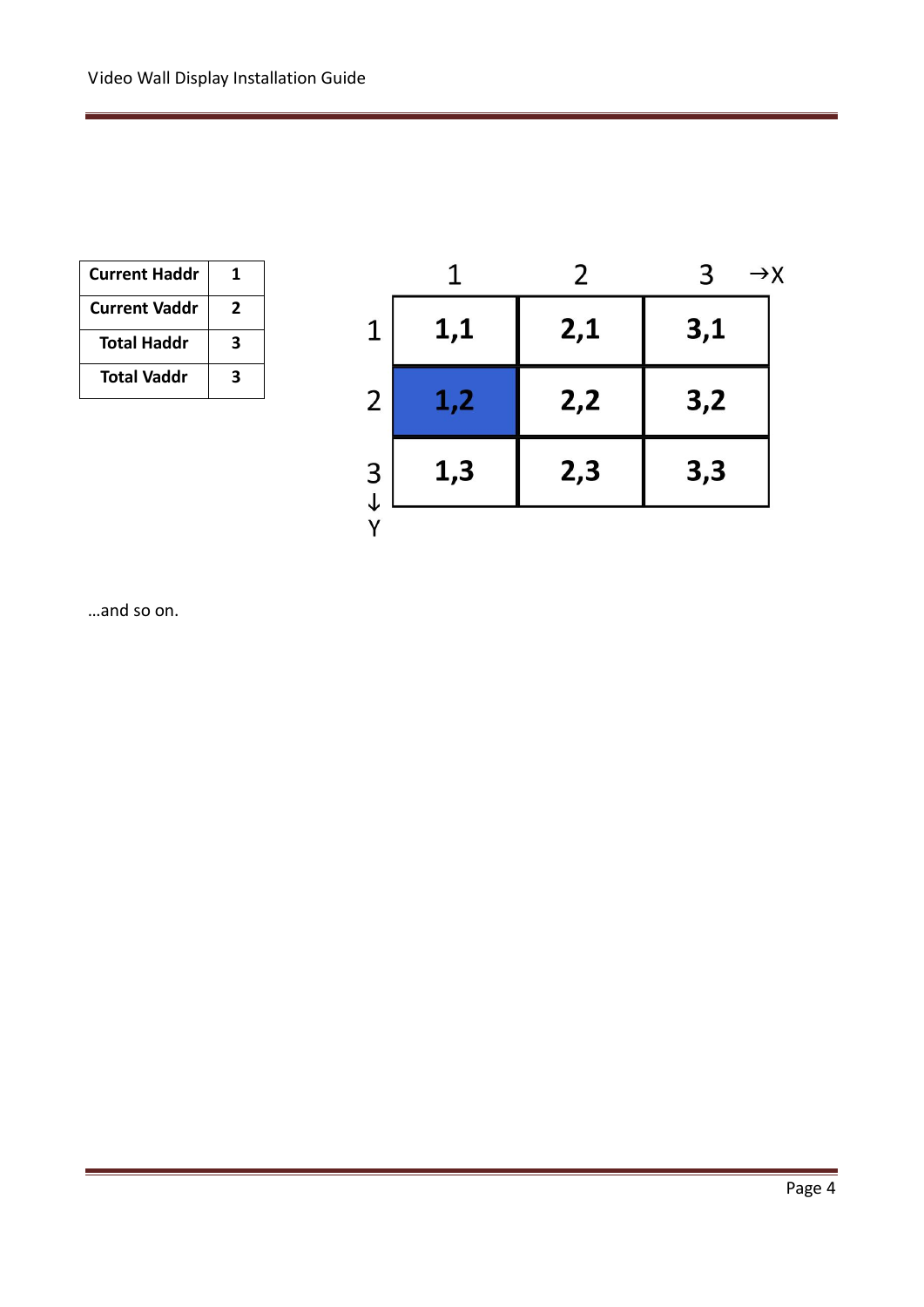| Current Haddr | 1 |
|---|---|
| Current Vaddr | 2 |
| Total Haddr | 3 |
| Total Vaddr | 3 |

| | 1 | 2 | 3 →X |
|---|---|---|---|
| 1 | 1,1 | 2,1 | 3,1 |
| 2 | 1,2 | 2,2 | 3,2 |
| 3 ↓ Y | 1,3 | 2,3 | 3,3 |

…and so on.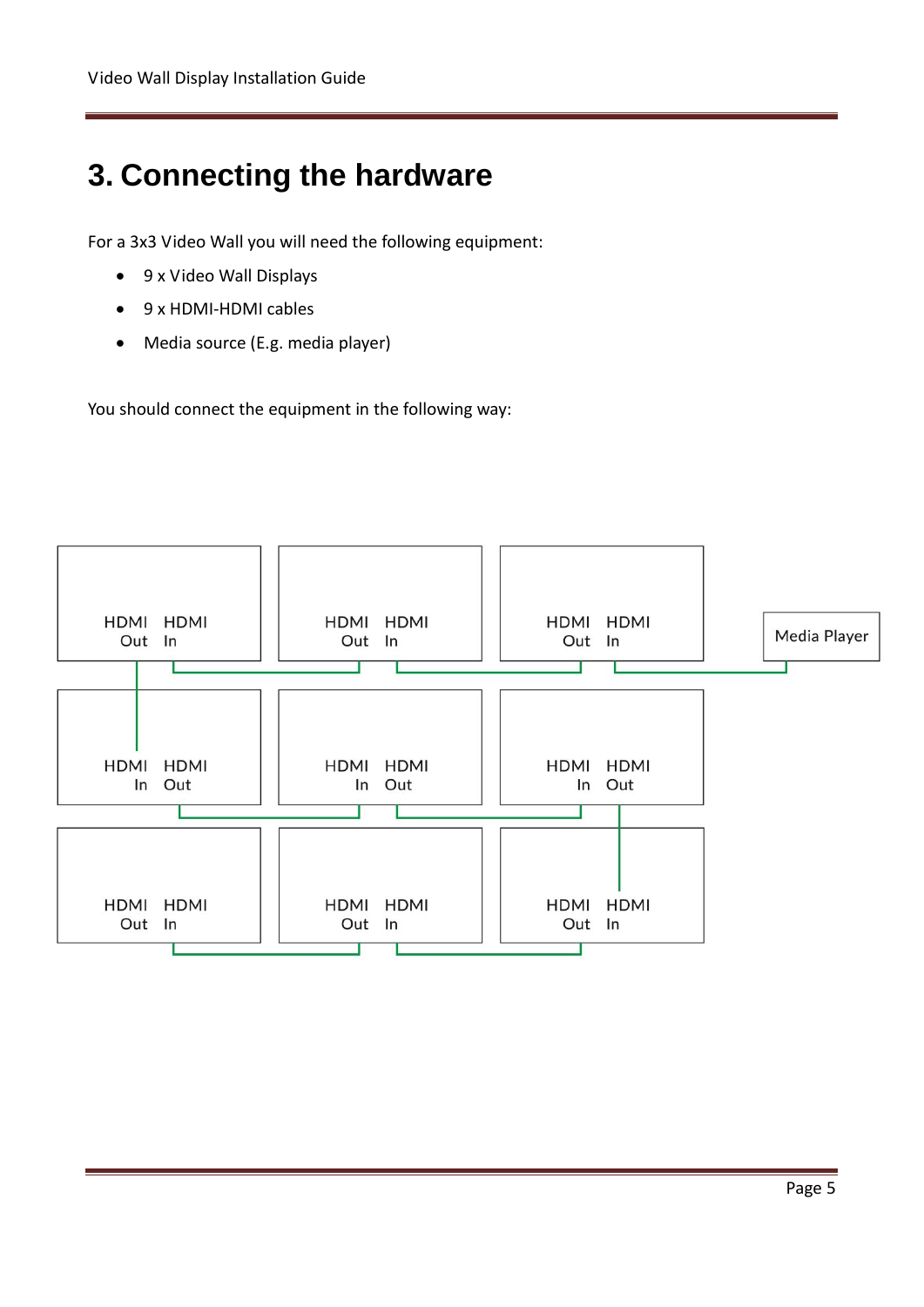# 3. Connecting the hardware

For a 3x3 Video Wall you will need the following equipment:

- 9 x Video Wall Displays
- 9 x HDMI-HDMI cables
- Media source (E.g. media player)

You should connect the equipment in the following way:

HDMI Out HDMI In

HDMI Out HDMI In

HDMI Out HDMI In

Media Player

HDMI In HDMI Out

HDMI In HDMI Out

HDMI In HDMI Out

HDMI Out HDMI In

HDMI Out HDMI In

HDMI Out HDMI In